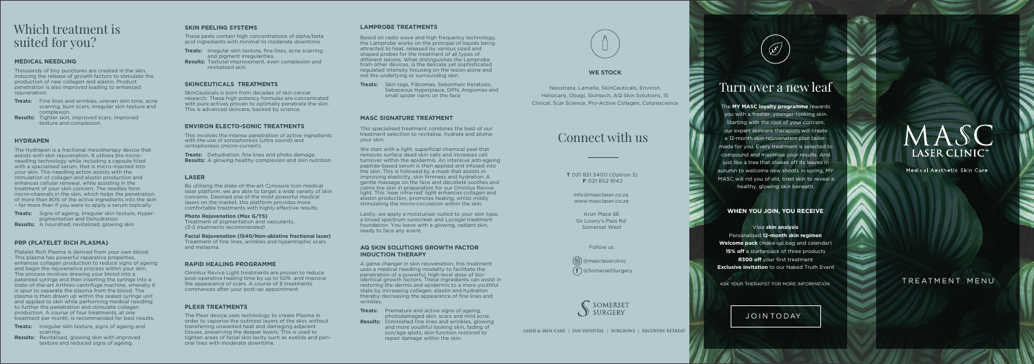# Which treatment is suited for you?

### MEDICAL NEEDLING

Thousands of tiny punctures are created in the skin, inducing the release of growth factors to stimulate the production of new collagen and elastin. Product penetration is also improved leading to enhanced rejuvenation.

**Treats:** Fine lines and wrinkles, uneven skin tone, acne scarring, burn scars, irregular skin texture and complexion.

**Results:** Tighter skin, improved scars, improved texture and complexion.

### HYDRAPEN

The Hydrapen is a fractional mesotherapy device that assists with skin rejuvenation. It utilises the micro-needling technology while including a capsule filled with a specialised serum, that is micro-injected into your skin. This needling action assists with the stimulation of collagen and elastin production and enhances cellular renewal, while assisting in the treatment of your skin concern. The needles form micro-channels in the skin, which helps the penetration of more than 80% of the active ingredients into the skin – far more than if you were to apply a serum topically.

**Treats:** Signs of ageing, Irregular skin texture, Hyper-pigmentation and Dehydration

**Results:** A nourished, revitalized, glowing skin

### PRP (PLATELET RICH PLASMA)

Platelet Rich Plasma is derived from your own blood. This plasma has powerful reparative properties, enhances collagen production to reduce signs of ageing and begin the rejuvenative process within your skin. The process involves drawing your blood into a patented syringe and then inserting the syringe into a state-of-the-art Arthrex centrifuge machine, whereby it is spun to separate the plasma from the blood. The plasma is then drawn up within the sealed syringe unit and applied to skin while performing medical needling to further the penetration and stimulate collagen production. A course of four treatments, at one treatment per month, is recommended for best results.

**Treats:** Irregular skin texture, signs of ageing and scarring.

**Results:** Revitalised, glowing skin with improved texture and reduced signs of ageing.

### SKIN PEELING SYSTEMS

These peels contain high concentrations of alpha/beta acid ingredients with minimal to moderate downtime.

**Treats:** Irregular skin texture, fine lines, acne scarring and pigment irregularities.

**Results:** Textural improvement, even complexion and revitalised skin.

### SKINCEUTICALS TREATMENTS

SkinCeuticals is born from decades of skin cancer research. These high potency formulas are concentrated with pure actives proven to optimally penetrate the skin. This is advanced skincare, backed by science.

### ENVIRON ELECTO-SONIC TREATMENTS

This involves the intense penetration of active ingredients with the use of sonophoresis (ultra sound) and iontophoresis (micro-current).

**Treats:** Dehydration, fine lines and photo damage.

**Results:** A glowing healthy complexion and skin nutrition.

### LASER

By utilising the state-of-the-art Cynosure Icon medical laser platform, we are able to target a wide variety of skin concerns. Deemed one of the most powerful medical lasers on the market, this platform provides more comfortable treatments with highly effective results.

**Photo Rejuvenation (Max G/YS)**
Treatment of pigmentation and vascularity.
*(3-5 treatments recommended)*

**Facial Rejuvenation (1540/Non-ablative fractional laser)**
Treatment of fine lines, wrinkles and hypertrophic scars and melasma.

### RAPID HEALING PROGRAMME

Omnilux Revive Light treatments are proven to reduce post-operative healing time by up to 50% and improve the appearance of scars. A course of 8 treatments commences after your post-op appointment.

### PLEXR TREATMENTS

The Plexr device uses technology to create Plasma in order to vaporise the outmost layers of the skin, without transferring unwanted heat and damaging adjacent tissues, preserving the deeper layers. This is used to tighten areas of facial skin laxity such as eyelids and peri-oral lines with moderate downtime.

### LAMPROBE TREATMENTS

Based on radio wave and high frequency technology, the Lamprobe works on the principal of liquids being attracted to heat, released by various sized and shaped probes for the treatment of all types of different lesions. What distinguishes the Lamprobe from other devices, is the delicate yet sophisticated regulated intensity focusing on the lesion alone and not the underlying or surrounding skin.

**Treats:** Skin tags, Fibromas, Seborrheic Keratosis, Sebaceous Hyperplasia, DPN, Angiomas and small spider veins on the face

### MASC SIGNATURE TREATMENT

This specialised treatment combines the best of our treatment selection to revitalise, hydrate and plump your skin.

We start with a light, superficial chemical peel that removes surface dead skin cells and increases cell turnover within the epidermis. An intensive anti-ageing peptide-based serum is then applied and infused into the skin. This is followed by a mask that assists in improving elasticity, skin firmness and hydration. A gentle massage on the face and décolleté soothes and calms the skin in preparation for our Omnilux Revive light. This 'near infra-red' light enhances collagen and elastin production, promotes healing, whilst mildly stimulating the micro-circulation within the skin.

Lastly, we apply a moisturiser suited to your skin type, a broad spectrum sunscreen and Lycogel treatment foundation. You leave with a glowing, radiant skin, ready to face any event.

### AQ SKIN SOLUTIONS GROWTH FACTOR INDUCTION THERAPY

A game changer in skin rejuvenation, this treatment uses a medical needling modality to facilitate the penetration of a powerful, high-level dose of bio-identical growth factors. These ingredients can assist in restoring the dermis and epidermis to a more youthful state by increasing collagen, elastin and hydration thereby decreasing the appearance of fine lines and wrinkles.

**Treats:** Premature and active signs of ageing, photodamaged skin, scars and mild acne.

**Results:** Diminished fine lines and wrinkles, glowing and more youthful looking skin, fading of sun/age spots, skin function restored to repair damage within the skin.

### WE STOCK

Neostrata, Lamelle, SkinCeuticals, Environ, Heliocare, Obagi, Skintech, AQ Skin Solutions, IS Clinical, Scar Science, Pro-Active Collagen, Colorescience

## Connect with us

**T** 021 851 3400 (Option 3)
**F** 021 852 9142

info@masclaser.co.za
www.masclaser.co.za

Arun Place 6E
Sir Lowry's Pass Rd
Somerset West

Follow us:

@masclaserclinic
@SomersetSurgery

SOMERSET SURGERY

LASER & SKIN CARE | DAY HOSPITAL | SURGEONS | RECOVERY RETREAT

## Turn over a new leaf

The **MY MASC loyalty programme** rewards you with a fresher, younger-looking skin. Starting with the root of your concern, our expert skincare therapists will create a 12-month skin rejuvenation plan tailor-made for you. Every treatment is selected to compound and maximise your results. And just like a tree that shakes off its leaves in autumn to welcome new shoots in spring, MY MASC will rid you of old, tired skin to reveal a healthy, glowing skin beneath.

### WHEN YOU JOIN, YOU RECEIVE

Visia **skin analysis**
Personalised **12-month skin regimen**
**Welcome pack** (make-up bag and calendar)
**15% off** a starterpack of three products
**R300 off** your first treatment
**Exclusive invitation** to our Naked Truth Event

ASK YOUR THERAPIST FOR MORE INFORMATION

JOIN TODAY

# MASC LASER CLINIC™

Medical Aesthetic Skin Care

TREATMENT MENU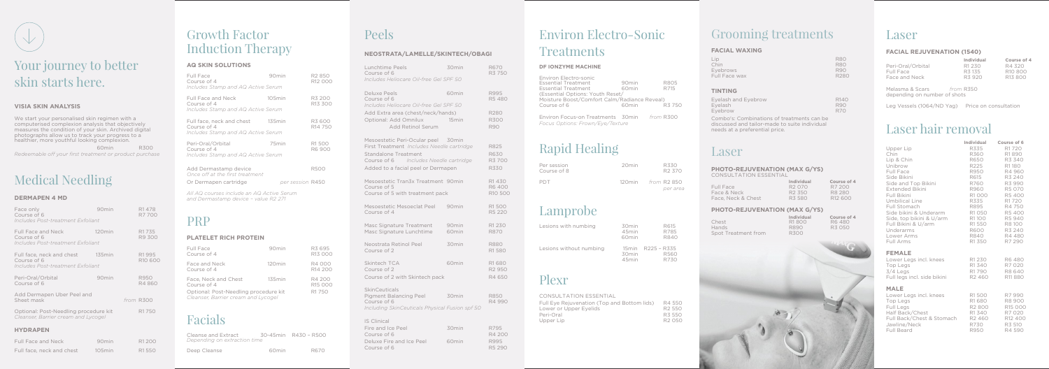# Your journey to better skin starts here.

### VISIA SKIN ANALYSIS

We start your personalised skin regimen with a computerised complexion analysis that objectively measures the condition of your skin. Archived digital photographs allow us to track your progress to a healthier, more youthful looking complexion.

| | | |
|---|---|---|
| | 60min | R300 |

*Redeemable off your first treatment or product purchase*

# Medical Needling

### DERMAPEN 4 MD

| | | |
|---|---|---|
| Face only<br>Course of 6<br>*Includes Post-treatment Exfoliant* | 90min | R1 478<br>R7 700 |
| Full Face and Neck<br>Course of 6<br>*Includes Post-treatment Exfoliant* | 120min | R1 735<br>R9 300 |
| Full face, neck and chest<br>Course of 6<br>*Includes Post-treatment Exfoliant* | 135min | R1 995<br>R10 600 |
| Peri-Oral/Orbital<br>Course of 6 | 90min | R950<br>R4 860 |
| Add Dermapen Uber Peel and Sheet mask | | *from* R300 |
| Optional: Post-Needling procedure kit<br>*Cleanser, Barrier cream and Lycogel* | | R1 750 |

### HYDRAPEN

| | | |
|---|---|---|
| Full Face and Neck | 90min | R1 200 |
| Full face, neck and chest | 105min | R1 550 |

# Growth Factor Induction Therapy

### AQ SKIN SOLUTIONS

| | | |
|---|---|---|
| Full Face<br>Course of 4<br>*Includes Stamp and AQ Active Serum* | 90min | R2 850<br>R12 000 |
| Full Face and Neck<br>Course of 4<br>*Includes Stamp and AQ Active Serum* | 105min | R3 200<br>R13 300 |
| Full face, neck and chest<br>Course of 4<br>*Includes Stamp and AQ Active Serum* | 135min | R3 600<br>R14 750 |
| Peri-Oral/Orbital<br>Course of 4<br>*Includes Stamp and AQ Active Serum* | 75min | R1 500<br>R6 900 |
| Add Dermastamp device<br>*Once off at the first treatment* | | R500 |
| Or Dermapen cartridge | *per session* | R450 |

*All AQ courses include an AQ Active Serum and Dermastamp device – value R2 271*

# PRP

### PLATELET RICH PROTEIN

| | | |
|---|---|---|
| Full Face<br>Course of 4 | 90min | R3 695<br>R13 000 |
| Face and Neck<br>Course of 4 | 120min | R4 000<br>R14 200 |
| Face, Neck and Chest<br>Course of 4 | 135min | R4 200<br>R15 000 |
| Optional: Post-Needling procedure kit<br>*Cleanser, Barrier cream and Lycogel* | | R1 750 |

# Facials

| | | |
|---|---|---|
| Cleanse and Extract<br>*Depending on extraction time* | 30-45min | R430 – R500 |
| Deep Cleanse | 60min | R670 |

# Peels

### NEOSTRATA/LAMELLE/SKINTECH/OBAGI

| | | |
|---|---|---|
| Lunchtime Peels<br>Course of 6<br>*Includes Heliocare Oil-free Gel SPF 50* | 30min | R670<br>R3 750 |
| Deluxe Peels<br>Course of 6<br>*Includes Heliocare Oil-free Gel SPF 50* | 60min | R995<br>R5 480 |
| Add Extra area (chest/neck/hands) | | R280 |
| Optional: Add Omnilux | 15min | R300 |
| Add Retinol Serum | | R90 |
| Mesoestetic Peri-Ocular peel | 30min | |
| First Treatment *Includes Needle cartridge* | | R825 |
| Standalone Treatment | | R630 |
| Course of 6 *Includes Needle cartridge* | | R3 700 |
| Added to a facial peel or Dermapen | | R330 |
| Mesoestetic Tran3x Treatment<br>Course of 5<br>Course of 5 with treatment pack | 90min | R1 430<br>R6 400<br>R10 500 |
| Mesoestetic Mesoeclat Peel<br>Course of 4 | 90min | R1 500<br>R5 220 |
| Masc Signature Treatment | 90min | R1 230 |
| Masc Signature Lunchtime | 60min | R870 |
| Neostrata Retinol Peel<br>Course of 2 | 30min | R880<br>R1 580 |
| Skintech TCA<br>Course of 2<br>Course of 2 with Skintech pack | 60min | R1 680<br>R2 950<br>R4 650 |
| SkinCeuticals<br>Pigment Balancing Peel<br>Course of 6<br>*Including SkinCeuticals Physical Fusion spf 50* | 30min | R850<br>R4 990 |
| IS Clinical<br>Fire and Ice Peel<br>Course of 6 | 30min | R795<br>R4 200 |
| Deluxe Fire and Ice Peel<br>Course of 6 | 60min | R995<br>R5 290 |

# Environ Electro-Sonic Treatments

### DF IONZYME MACHINE

| | | |
|---|---|---|
| Environ Electro-sonic | | |
| Essential Treatment | 90min | R805 |
| Essential Treatment<br>(Essential Options: Youth Reset/Moisture Boost/Comfort Calm/Radiance Reveal) | 60min | R715 |
| Course of 6 | 60min | R3 750 |
| Environ Focus-on Treatments<br>*Focus Options: Frown/Eye/Texture* | 30min | *from* R300 |

# Rapid Healing

| | | |
|---|---|---|
| Per session<br>Course of 8 | 20min | R330<br>R2 370 |
| PDT | 120min | *from* R2 850<br>*per area* |

# Lamprobe

| | | |
|---|---|---|
| Lesions with numbing | 30min<br>45min<br>60min | R615<br>R785<br>R840 |
| Lesions without numbing | 15min<br>30min<br>45min | R225 – R335<br>R560<br>R730 |

# Plexr

CONSULTATION ESSENTIAL

| | |
|---|---|
| Full Eye Rejuvenation (Top and Bottom lids) | R4 550 |
| Lower or Upper Eyelids | R2 550 |
| Peri-Oral | R3 550 |
| Upper Lip | R2 050 |

# Grooming treatments

### FACIAL WAXING

| | |
|---|---|
| Lip | R80 |
| Chin | R80 |
| Eyebrows | R90 |
| Full Face wax | R280 |

### TINTING

| | |
|---|---|
| Eyelash and Eyebrow | R140 |
| Eyelash | R90 |
| Eyebrow | R70 |

Combo's: Combinations of treatments can be discussed and tailor-made to suite individual needs at a preferential price.

# Laser

### PHOTO-REJUVENATION (MAX G/YS)

CONSULTATION ESSENTIAL

| | Individual | Course of 4 |
|---|---|---|
| Full Face | R2 070 | R7 200 |
| Face & Neck | R2 350 | R8 280 |
| Face, Neck & Chest | R3 580 | R12 600 |

### PHOTO-REJUVENATION (MAX G/YS)

| | Individual | Course of 4 |
|---|---|---|
| Chest | R1 800 | R6 480 |
| Hands | R890 | R3 050 |
| Spot Treatment from | R300 | |

# Laser

### FACIAL REJUVENATION (1540)

| | Individual | Course of 4 |
|---|---|---|
| Peri-Oral/Orbital | R1 230 | R4 320 |
| Full Face | R3 135 | R10 800 |
| Face and Neck | R3 920 | R13 800 |

Melasma & Scars *from* R350
depending on number of shots

Leg Vessels (1064/ND Yag) Price on consultation

# Laser hair removal

| | Individual | Course of 6 |
|---|---|---|
| Upper Lip | R335 | R1 720 |
| Chin | R360 | R1 890 |
| Lip & Chin | R650 | R3 340 |
| Unibrow | R225 | R1 180 |
| Full Face | R950 | R4 960 |
| Side Bikini | R615 | R3 240 |
| Side and Top Bikini | R760 | R3 990 |
| Extended Bikini | R960 | R5 070 |
| Full Bikini | R1 000 | R5 400 |
| Umbilical Line | R335 | R1 720 |
| Full Stomach | R895 | R4 750 |
| Side bikini & Underarm | R1 050 | R5 400 |
| Side, top bikini & U/arm | R1 100 | R5 940 |
| Full Bikini & U/arm | R1 550 | R8 100 |
| Underarms | R600 | R3 240 |
| Lower Arms | R840 | R4 480 |
| Full Arms | R1 350 | R7 290 |
| **FEMALE** | | |
| Lower Legs incl. knees | R1 230 | R6 480 |
| Top Legs | R1 340 | R7 020 |
| 3/4 Legs | R1 790 | R8 640 |
| Full legs incl. side bikini | R2 460 | R11 880 |
| **MALE** | | |
| Lower Legs incl. knees | R1 500 | R7 990 |
| Top Legs | R1 680 | R8 900 |
| Full Legs | R2 800 | R15 000 |
| Half Back/Chest | R1 340 | R7 020 |
| Full Back/Chest & Stomach | R2 460 | R12 400 |
| Jawline/Neck | R730 | R3 510 |
| Full Beard | R950 | R4 590 |